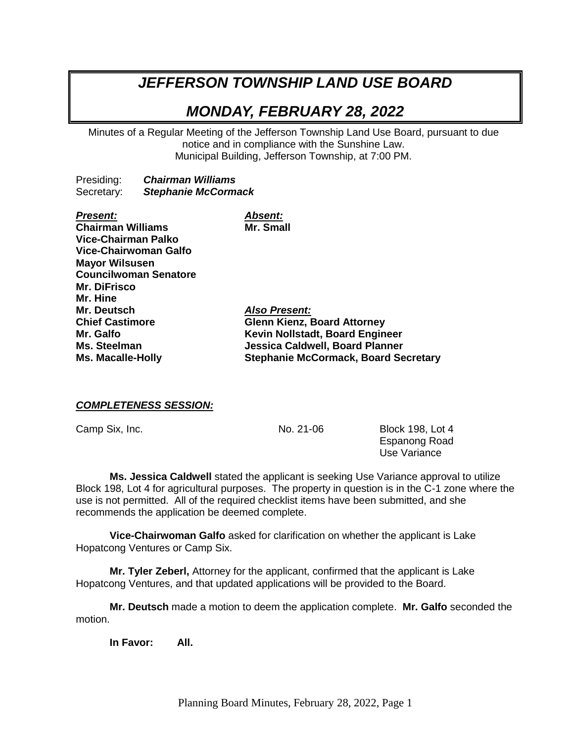# *JEFFERSON TOWNSHIP LAND USE BOARD*

## *MONDAY, FEBRUARY 28, 2022*

Minutes of a Regular Meeting of the Jefferson Township Land Use Board, pursuant to due notice and in compliance with the Sunshine Law.
Municipal Building, Jefferson Township, at 7:00 PM.

Presiding: ***Chairman Williams***
Secretary: ***Stephanie McCormack***

***Present:***
**Chairman Williams**
**Vice-Chairman Palko**
**Vice-Chairwoman Galfo**
**Mayor Wilsusen**
**Councilwoman Senatore**
**Mr. DiFrisco**
**Mr. Hine**
**Mr. Deutsch**
**Chief Castimore**
**Mr. Galfo**
**Ms. Steelman**
**Ms. Macalle-Holly**

***Absent:***
**Mr. Small**

***Also Present:***
**Glenn Kienz, Board Attorney**
**Kevin Nollstadt, Board Engineer**
**Jessica Caldwell, Board Planner**
**Stephanie McCormack, Board Secretary**

***COMPLETENESS SESSION:***

Camp Six, Inc. — No. 21-06 — Block 198, Lot 4
Espanong Road
Use Variance

**Ms. Jessica Caldwell** stated the applicant is seeking Use Variance approval to utilize Block 198, Lot 4 for agricultural purposes. The property in question is in the C-1 zone where the use is not permitted. All of the required checklist items have been submitted, and she recommends the application be deemed complete.

**Vice-Chairwoman Galfo** asked for clarification on whether the applicant is Lake Hopatcong Ventures or Camp Six.

**Mr. Tyler Zeberl,** Attorney for the applicant, confirmed that the applicant is Lake Hopatcong Ventures, and that updated applications will be provided to the Board.

**Mr. Deutsch** made a motion to deem the application complete. **Mr. Galfo** seconded the motion.

**In Favor: All.**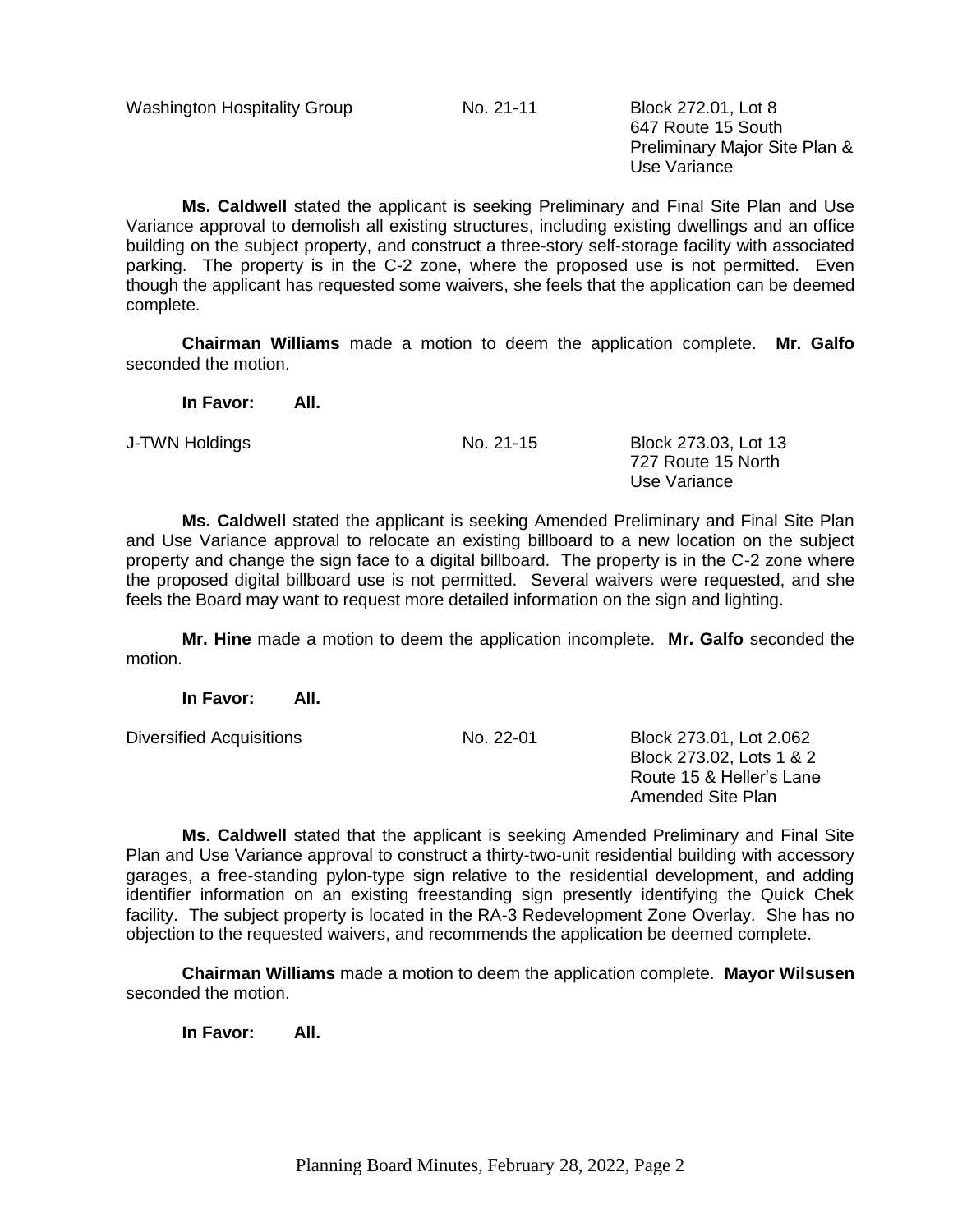Washington Hospitality Group | No. 21-11 | Block 272.01, Lot 8
647 Route 15 South
Preliminary Major Site Plan & Use Variance

**Ms. Caldwell** stated the applicant is seeking Preliminary and Final Site Plan and Use Variance approval to demolish all existing structures, including existing dwellings and an office building on the subject property, and construct a three-story self-storage facility with associated parking. The property is in the C-2 zone, where the proposed use is not permitted. Even though the applicant has requested some waivers, she feels that the application can be deemed complete.

**Chairman Williams** made a motion to deem the application complete. **Mr. Galfo** seconded the motion.

**In Favor: All.**

J-TWN Holdings | No. 21-15 | Block 273.03, Lot 13
727 Route 15 North
Use Variance

**Ms. Caldwell** stated the applicant is seeking Amended Preliminary and Final Site Plan and Use Variance approval to relocate an existing billboard to a new location on the subject property and change the sign face to a digital billboard. The property is in the C-2 zone where the proposed digital billboard use is not permitted. Several waivers were requested, and she feels the Board may want to request more detailed information on the sign and lighting.

**Mr. Hine** made a motion to deem the application incomplete. **Mr. Galfo** seconded the motion.

**In Favor: All.**

Diversified Acquisitions | No. 22-01 | Block 273.01, Lot 2.062
Block 273.02, Lots 1 & 2
Route 15 & Heller's Lane
Amended Site Plan

**Ms. Caldwell** stated that the applicant is seeking Amended Preliminary and Final Site Plan and Use Variance approval to construct a thirty-two-unit residential building with accessory garages, a free-standing pylon-type sign relative to the residential development, and adding identifier information on an existing freestanding sign presently identifying the Quick Chek facility. The subject property is located in the RA-3 Redevelopment Zone Overlay. She has no objection to the requested waivers, and recommends the application be deemed complete.

**Chairman Williams** made a motion to deem the application complete. **Mayor Wilsusen** seconded the motion.

**In Favor: All.**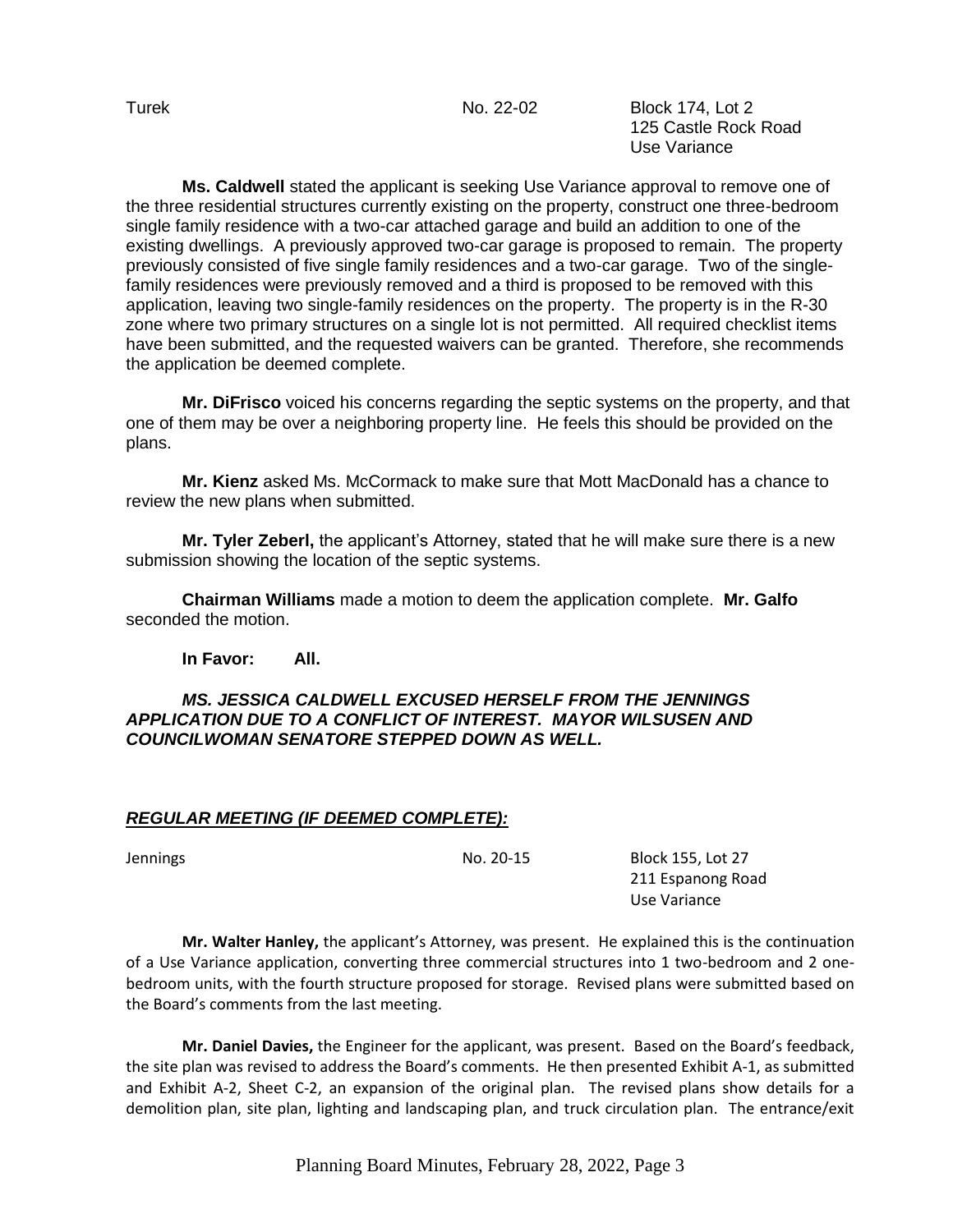Turek No. 22-02 Block 174, Lot 2
125 Castle Rock Road
Use Variance

**Ms. Caldwell** stated the applicant is seeking Use Variance approval to remove one of the three residential structures currently existing on the property, construct one three-bedroom single family residence with a two-car attached garage and build an addition to one of the existing dwellings. A previously approved two-car garage is proposed to remain. The property previously consisted of five single family residences and a two-car garage. Two of the single-family residences were previously removed and a third is proposed to be removed with this application, leaving two single-family residences on the property. The property is in the R-30 zone where two primary structures on a single lot is not permitted. All required checklist items have been submitted, and the requested waivers can be granted. Therefore, she recommends the application be deemed complete.

**Mr. DiFrisco** voiced his concerns regarding the septic systems on the property, and that one of them may be over a neighboring property line. He feels this should be provided on the plans.

**Mr. Kienz** asked Ms. McCormack to make sure that Mott MacDonald has a chance to review the new plans when submitted.

**Mr. Tyler Zeberl,** the applicant's Attorney, stated that he will make sure there is a new submission showing the location of the septic systems.

**Chairman Williams** made a motion to deem the application complete. **Mr. Galfo** seconded the motion.

**In Favor: All.**

***MS. JESSICA CALDWELL EXCUSED HERSELF FROM THE JENNINGS APPLICATION DUE TO A CONFLICT OF INTEREST. MAYOR WILSUSEN AND COUNCILWOMAN SENATORE STEPPED DOWN AS WELL.***

***<u>REGULAR MEETING (IF DEEMED COMPLETE):</u>***

Jennings No. 20-15 Block 155, Lot 27
211 Espanong Road
Use Variance

**Mr. Walter Hanley,** the applicant's Attorney, was present. He explained this is the continuation of a Use Variance application, converting three commercial structures into 1 two-bedroom and 2 one-bedroom units, with the fourth structure proposed for storage. Revised plans were submitted based on the Board's comments from the last meeting.

**Mr. Daniel Davies,** the Engineer for the applicant, was present. Based on the Board's feedback, the site plan was revised to address the Board's comments. He then presented Exhibit A-1, as submitted and Exhibit A-2, Sheet C-2, an expansion of the original plan. The revised plans show details for a demolition plan, site plan, lighting and landscaping plan, and truck circulation plan. The entrance/exit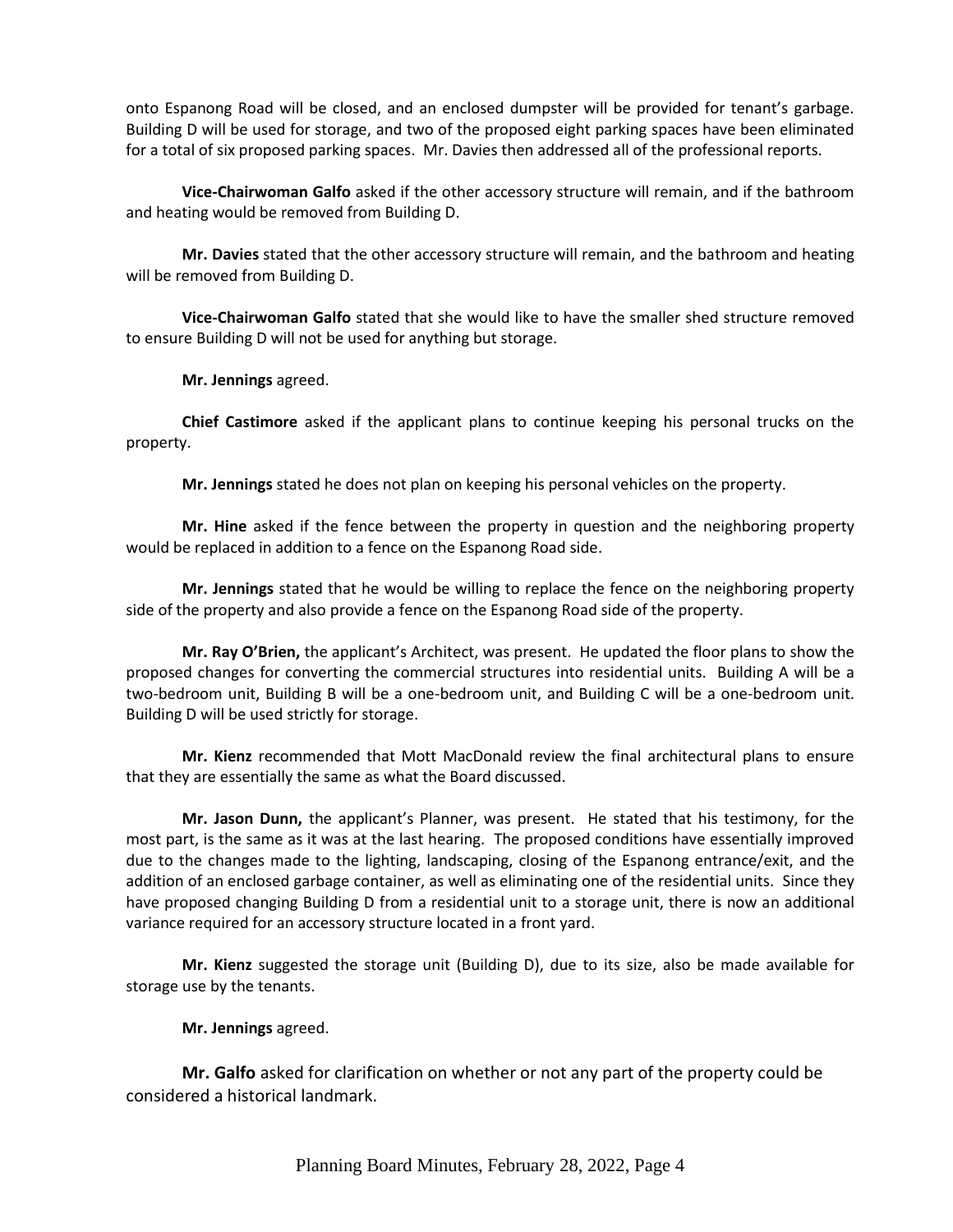onto Espanong Road will be closed, and an enclosed dumpster will be provided for tenant's garbage. Building D will be used for storage, and two of the proposed eight parking spaces have been eliminated for a total of six proposed parking spaces. Mr. Davies then addressed all of the professional reports.

**Vice-Chairwoman Galfo** asked if the other accessory structure will remain, and if the bathroom and heating would be removed from Building D.

**Mr. Davies** stated that the other accessory structure will remain, and the bathroom and heating will be removed from Building D.

**Vice-Chairwoman Galfo** stated that she would like to have the smaller shed structure removed to ensure Building D will not be used for anything but storage.

**Mr. Jennings** agreed.

**Chief Castimore** asked if the applicant plans to continue keeping his personal trucks on the property.

**Mr. Jennings** stated he does not plan on keeping his personal vehicles on the property.

**Mr. Hine** asked if the fence between the property in question and the neighboring property would be replaced in addition to a fence on the Espanong Road side.

**Mr. Jennings** stated that he would be willing to replace the fence on the neighboring property side of the property and also provide a fence on the Espanong Road side of the property.

**Mr. Ray O'Brien,** the applicant's Architect, was present. He updated the floor plans to show the proposed changes for converting the commercial structures into residential units. Building A will be a two-bedroom unit, Building B will be a one-bedroom unit, and Building C will be a one-bedroom unit. Building D will be used strictly for storage.

**Mr. Kienz** recommended that Mott MacDonald review the final architectural plans to ensure that they are essentially the same as what the Board discussed.

**Mr. Jason Dunn,** the applicant's Planner, was present. He stated that his testimony, for the most part, is the same as it was at the last hearing. The proposed conditions have essentially improved due to the changes made to the lighting, landscaping, closing of the Espanong entrance/exit, and the addition of an enclosed garbage container, as well as eliminating one of the residential units. Since they have proposed changing Building D from a residential unit to a storage unit, there is now an additional variance required for an accessory structure located in a front yard.

**Mr. Kienz** suggested the storage unit (Building D), due to its size, also be made available for storage use by the tenants.

**Mr. Jennings** agreed.

**Mr. Galfo** asked for clarification on whether or not any part of the property could be considered a historical landmark.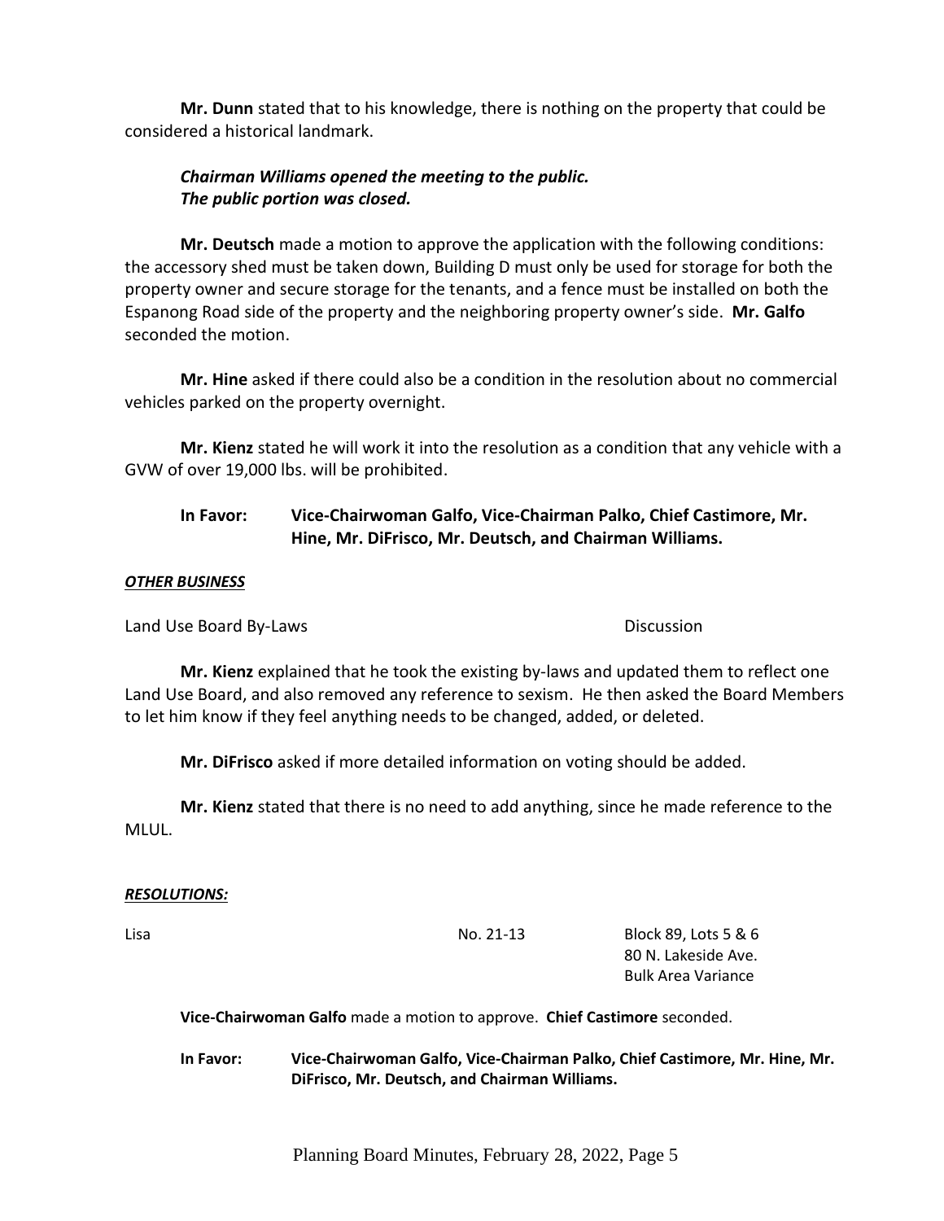**Mr. Dunn** stated that to his knowledge, there is nothing on the property that could be considered a historical landmark.

***Chairman Williams opened the meeting to the public.***
***The public portion was closed.***

**Mr. Deutsch** made a motion to approve the application with the following conditions: the accessory shed must be taken down, Building D must only be used for storage for both the property owner and secure storage for the tenants, and a fence must be installed on both the Espanong Road side of the property and the neighboring property owner's side. **Mr. Galfo** seconded the motion.

**Mr. Hine** asked if there could also be a condition in the resolution about no commercial vehicles parked on the property overnight.

**Mr. Kienz** stated he will work it into the resolution as a condition that any vehicle with a GVW of over 19,000 lbs. will be prohibited.

**In Favor: Vice-Chairwoman Galfo, Vice-Chairman Palko, Chief Castimore, Mr. Hine, Mr. DiFrisco, Mr. Deutsch, and Chairman Williams.**

***OTHER BUSINESS***

Land Use Board By-Laws — Discussion

**Mr. Kienz** explained that he took the existing by-laws and updated them to reflect one Land Use Board, and also removed any reference to sexism. He then asked the Board Members to let him know if they feel anything needs to be changed, added, or deleted.

**Mr. DiFrisco** asked if more detailed information on voting should be added.

**Mr. Kienz** stated that there is no need to add anything, since he made reference to the MLUL.

***RESOLUTIONS:***

Lisa — No. 21-13 — Block 89, Lots 5 & 6
80 N. Lakeside Ave.
Bulk Area Variance

**Vice-Chairwoman Galfo** made a motion to approve. **Chief Castimore** seconded.

**In Favor: Vice-Chairwoman Galfo, Vice-Chairman Palko, Chief Castimore, Mr. Hine, Mr. DiFrisco, Mr. Deutsch, and Chairman Williams.**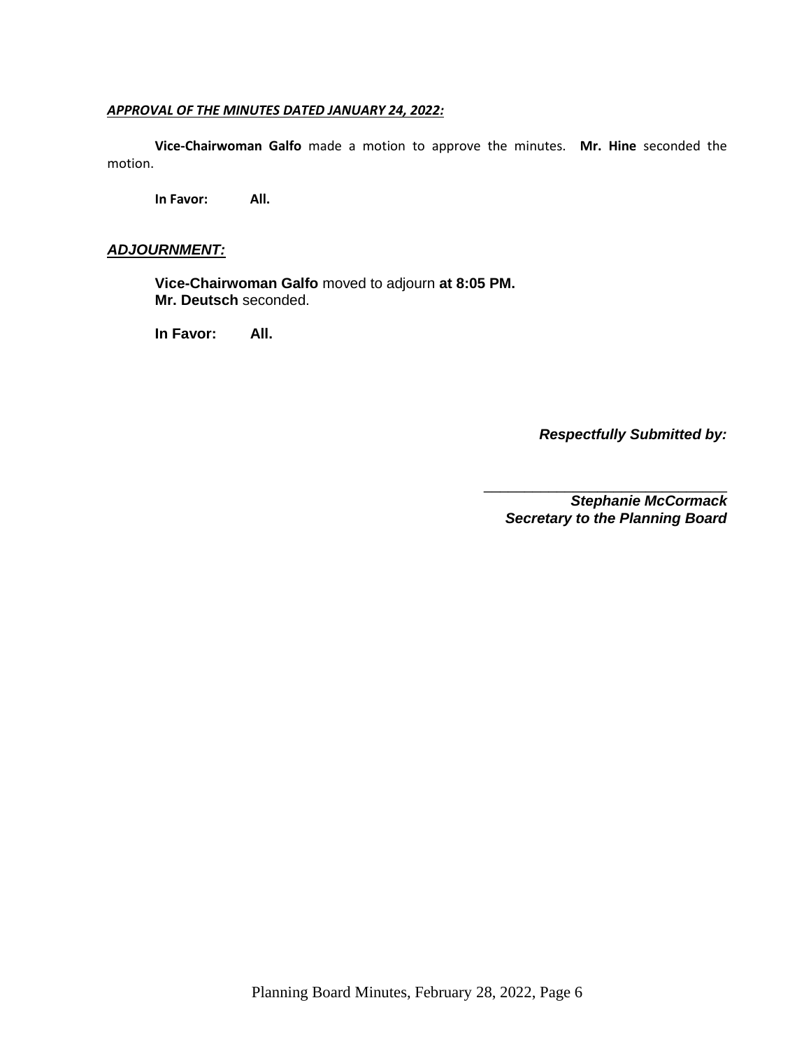***APPROVAL OF THE MINUTES DATED JANUARY 24, 2022:***

**Vice-Chairwoman Galfo** made a motion to approve the minutes. **Mr. Hine** seconded the motion.

**In Favor: All.**

***ADJOURNMENT:***

**Vice-Chairwoman Galfo** moved to adjourn **at 8:05 PM.**
**Mr. Deutsch** seconded.

**In Favor: All.**

***Respectfully Submitted by:***

_______________________________
***Stephanie McCormack***
***Secretary to the Planning Board***